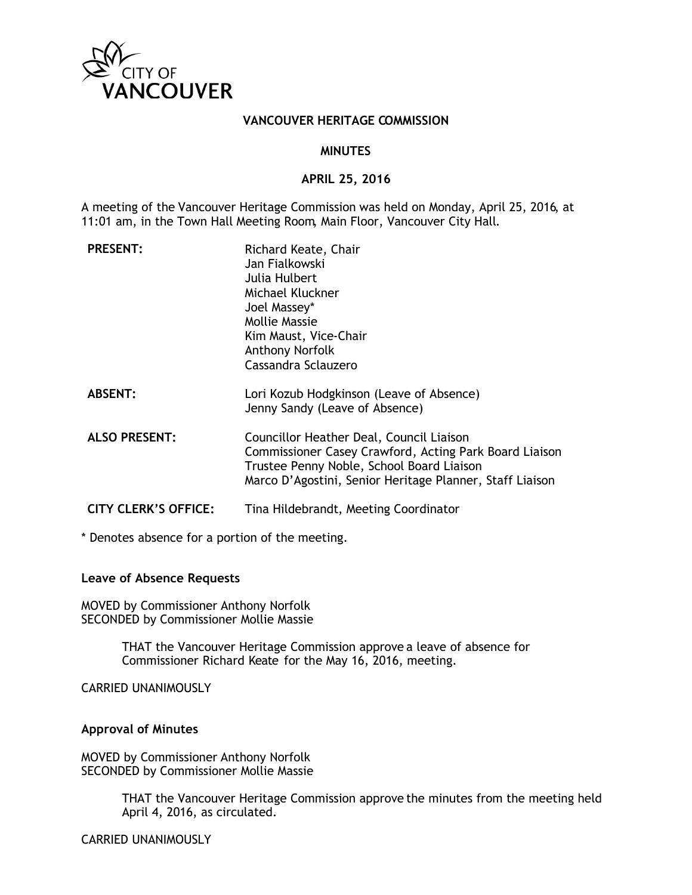CITY OF VANCOUVER

# VANCOUVER HERITAGE COMMISSION

## MINUTES

## APRIL 25, 2016

A meeting of the Vancouver Heritage Commission was held on Monday, April 25, 2016, at 11:01 am, in the Town Hall Meeting Room, Main Floor, Vancouver City Hall.

| | |
|---|---|
| **PRESENT:** | Richard Keate, Chair<br>Jan Fialkowski<br>Julia Hulbert<br>Michael Kluckner<br>Joel Massey*<br>Mollie Massie<br>Kim Maust, Vice-Chair<br>Anthony Norfolk<br>Cassandra Sclauzero |
| **ABSENT:** | Lori Kozub Hodgkinson (Leave of Absence)<br>Jenny Sandy (Leave of Absence) |
| **ALSO PRESENT:** | Councillor Heather Deal, Council Liaison<br>Commissioner Casey Crawford, Acting Park Board Liaison<br>Trustee Penny Noble, School Board Liaison<br>Marco D'Agostini, Senior Heritage Planner, Staff Liaison |
| **CITY CLERK'S OFFICE:** | Tina Hildebrandt, Meeting Coordinator |

* Denotes absence for a portion of the meeting.

**Leave of Absence Requests**

MOVED by Commissioner Anthony Norfolk
SECONDED by Commissioner Mollie Massie

> THAT the Vancouver Heritage Commission approve a leave of absence for Commissioner Richard Keate for the May 16, 2016, meeting.

CARRIED UNANIMOUSLY

**Approval of Minutes**

MOVED by Commissioner Anthony Norfolk
SECONDED by Commissioner Mollie Massie

> THAT the Vancouver Heritage Commission approve the minutes from the meeting held April 4, 2016, as circulated.

CARRIED UNANIMOUSLY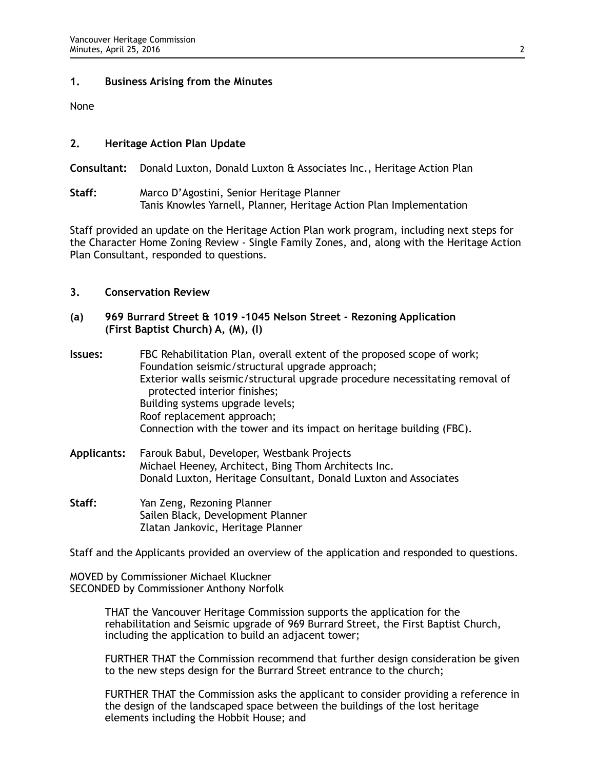## 1. Business Arising from the Minutes

None

## 2. Heritage Action Plan Update

**Consultant:** Donald Luxton, Donald Luxton & Associates Inc., Heritage Action Plan

**Staff:** Marco D'Agostini, Senior Heritage Planner
Tanis Knowles Yarnell, Planner, Heritage Action Plan Implementation

Staff provided an update on the Heritage Action Plan work program, including next steps for the Character Home Zoning Review - Single Family Zones, and, along with the Heritage Action Plan Consultant, responded to questions.

## 3. Conservation Review

### (a) 969 Burrard Street & 1019 -1045 Nelson Street - Rezoning Application (First Baptist Church) A, (M), (I)

**Issues:** FBC Rehabilitation Plan, overall extent of the proposed scope of work;
Foundation seismic/structural upgrade approach;
Exterior walls seismic/structural upgrade procedure necessitating removal of protected interior finishes;
Building systems upgrade levels;
Roof replacement approach;
Connection with the tower and its impact on heritage building (FBC).

**Applicants:** Farouk Babul, Developer, Westbank Projects
Michael Heeney, Architect, Bing Thom Architects Inc.
Donald Luxton, Heritage Consultant, Donald Luxton and Associates

**Staff:** Yan Zeng, Rezoning Planner
Sailen Black, Development Planner
Zlatan Jankovic, Heritage Planner

Staff and the Applicants provided an overview of the application and responded to questions.

MOVED by Commissioner Michael Kluckner
SECONDED by Commissioner Anthony Norfolk

> THAT the Vancouver Heritage Commission supports the application for the rehabilitation and Seismic upgrade of 969 Burrard Street, the First Baptist Church, including the application to build an adjacent tower;
>
> FURTHER THAT the Commission recommend that further design consideration be given to the new steps design for the Burrard Street entrance to the church;
>
> FURTHER THAT the Commission asks the applicant to consider providing a reference in the design of the landscaped space between the buildings of the lost heritage elements including the Hobbit House; and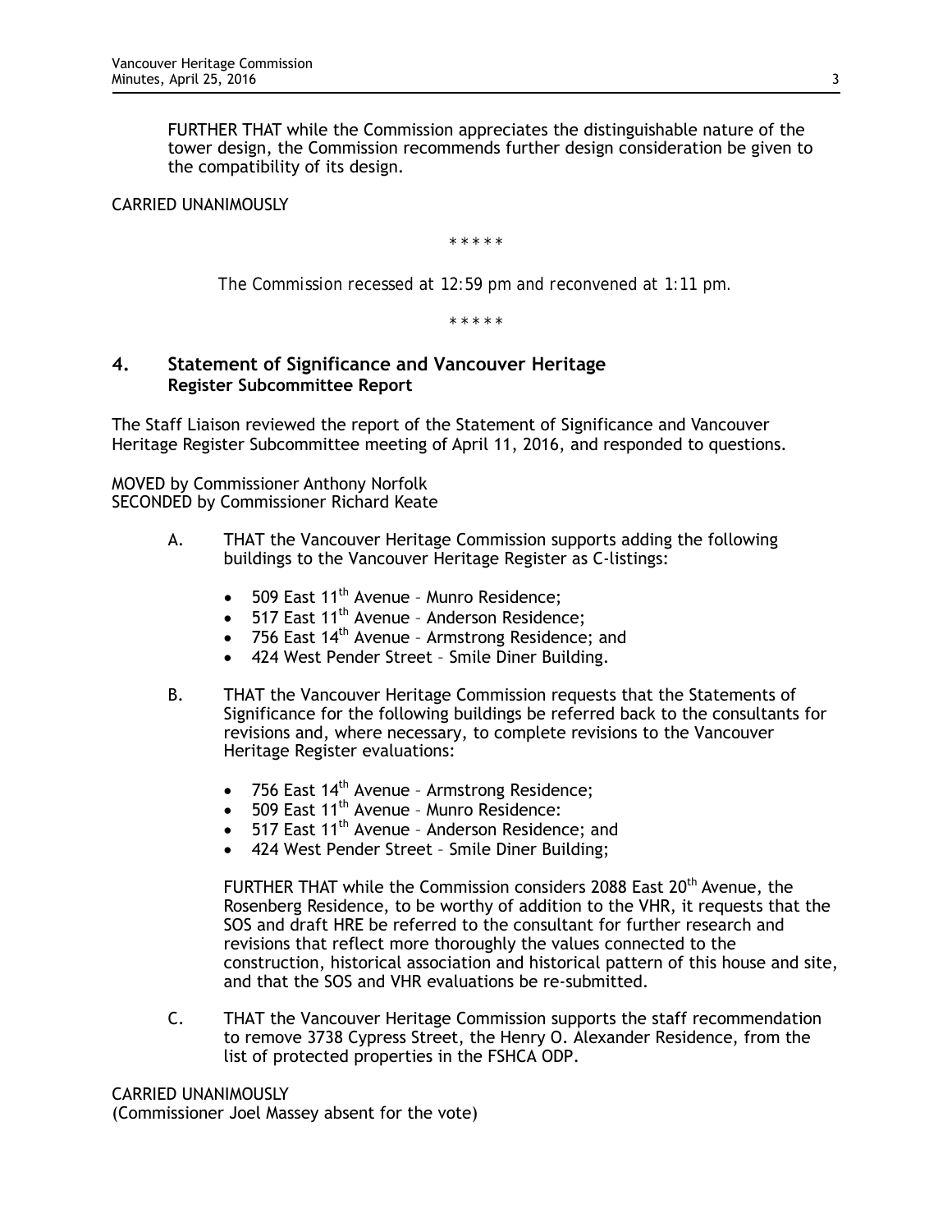FURTHER THAT while the Commission appreciates the distinguishable nature of the tower design, the Commission recommends further design consideration be given to the compatibility of its design.

CARRIED UNANIMOUSLY

\* \* \* \* \*

*The Commission recessed at 12:59 pm and reconvened at 1:11 pm.*

\* \* \* \* \*

## 4. Statement of Significance and Vancouver Heritage Register Subcommittee Report

The Staff Liaison reviewed the report of the Statement of Significance and Vancouver Heritage Register Subcommittee meeting of April 11, 2016, and responded to questions.

MOVED by Commissioner Anthony Norfolk
SECONDED by Commissioner Richard Keate

A. THAT the Vancouver Heritage Commission supports adding the following buildings to the Vancouver Heritage Register as C-listings:

- 509 East 11th Avenue – Munro Residence;
- 517 East 11th Avenue – Anderson Residence;
- 756 East 14th Avenue – Armstrong Residence; and
- 424 West Pender Street – Smile Diner Building.

B. THAT the Vancouver Heritage Commission requests that the Statements of Significance for the following buildings be referred back to the consultants for revisions and, where necessary, to complete revisions to the Vancouver Heritage Register evaluations:

- 756 East 14th Avenue – Armstrong Residence;
- 509 East 11th Avenue – Munro Residence:
- 517 East 11th Avenue – Anderson Residence; and
- 424 West Pender Street – Smile Diner Building;

FURTHER THAT while the Commission considers 2088 East 20th Avenue, the Rosenberg Residence, to be worthy of addition to the VHR, it requests that the SOS and draft HRE be referred to the consultant for further research and revisions that reflect more thoroughly the values connected to the construction, historical association and historical pattern of this house and site, and that the SOS and VHR evaluations be re-submitted.

C. THAT the Vancouver Heritage Commission supports the staff recommendation to remove 3738 Cypress Street, the Henry O. Alexander Residence, from the list of protected properties in the FSHCA ODP.

CARRIED UNANIMOUSLY
(Commissioner Joel Massey absent for the vote)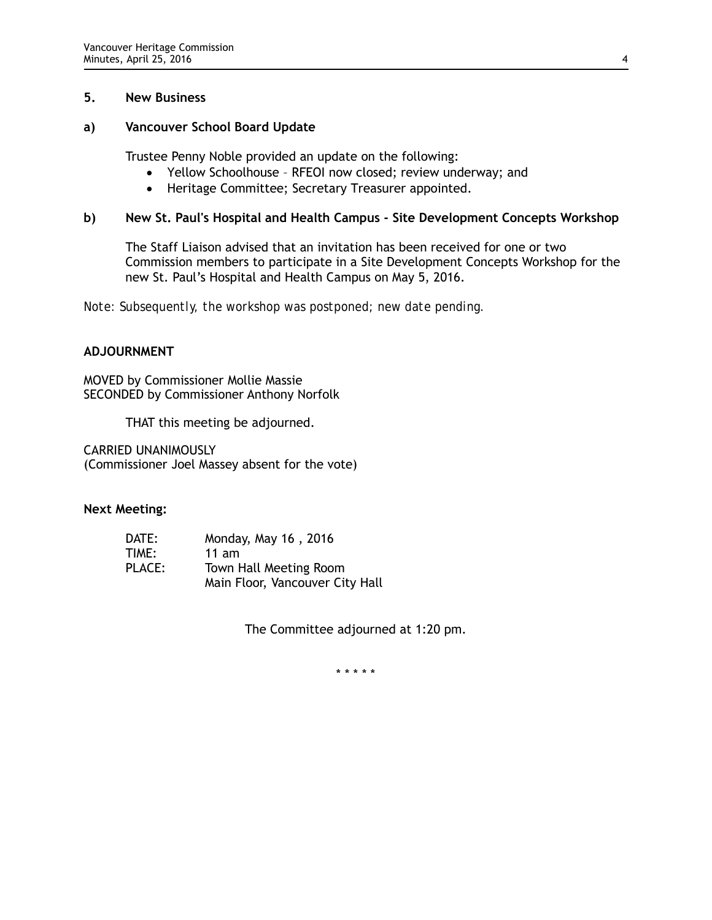## 5. New Business

### a) Vancouver School Board Update

Trustee Penny Noble provided an update on the following:

- Yellow Schoolhouse – RFEOI now closed; review underway; and
- Heritage Committee; Secretary Treasurer appointed.

### b) New St. Paul's Hospital and Health Campus - Site Development Concepts Workshop

The Staff Liaison advised that an invitation has been received for one or two Commission members to participate in a Site Development Concepts Workshop for the new St. Paul's Hospital and Health Campus on May 5, 2016.

*Note: Subsequently, the workshop was postponed; new date pending.*

**ADJOURNMENT**

MOVED by Commissioner Mollie Massie
SECONDED by Commissioner Anthony Norfolk

THAT this meeting be adjourned.

CARRIED UNANIMOUSLY
(Commissioner Joel Massey absent for the vote)

**Next Meeting:**

| | |
|---|---|
| DATE: | Monday, May 16 , 2016 |
| TIME: | 11 am |
| PLACE: | Town Hall Meeting Room<br>Main Floor, Vancouver City Hall |

The Committee adjourned at 1:20 pm.

\* \* \* \* \*